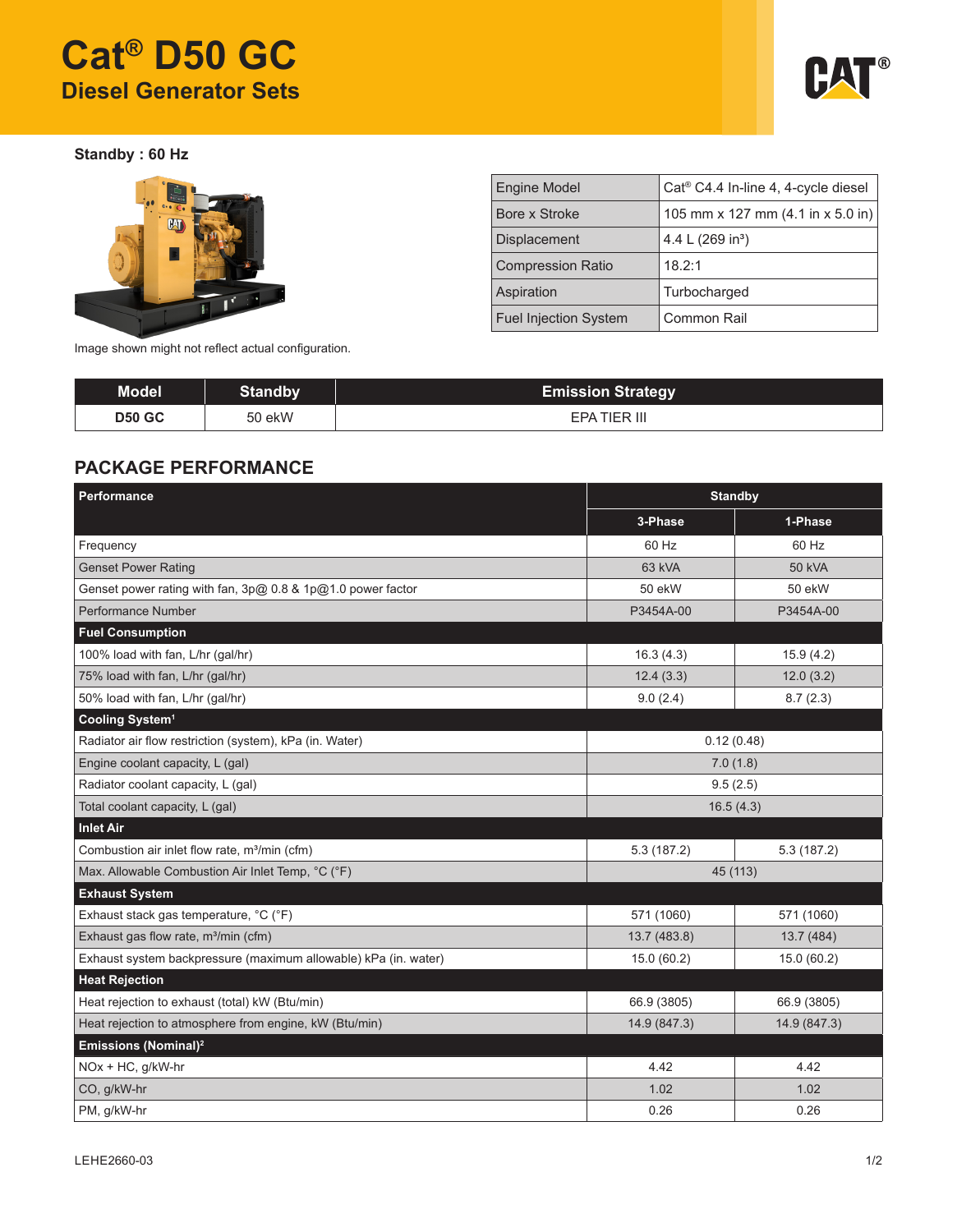# Cat® D50 GC

## Diesel Generator Sets

**Standby : 60 Hz**

Image shown might not reflect actual configuration.

| Engine Model | Cat® C4.4 In-line 4, 4-cycle diesel |
|---|---|
| Bore x Stroke | 105 mm x 127 mm (4.1 in x 5.0 in) |
| Displacement | 4.4 L (269 in³) |
| Compression Ratio | 18.2:1 |
| Aspiration | Turbocharged |
| Fuel Injection System | Common Rail |

| Model | Standby | Emission Strategy |
|---|---|---|
| **D50 GC** | 50 ekW | EPA TIER III |

## PACKAGE PERFORMANCE

| Performance | Standby | |
|---|---|---|
| | **3-Phase** | **1-Phase** |
| Frequency | 60 Hz | 60 Hz |
| Genset Power Rating | 63 kVA | 50 kVA |
| Genset power rating with fan, 3p@ 0.8 & 1p@1.0 power factor | 50 ekW | 50 ekW |
| Performance Number | P3454A-00 | P3454A-00 |
| **Fuel Consumption** | | |
| 100% load with fan, L/hr (gal/hr) | 16.3 (4.3) | 15.9 (4.2) |
| 75% load with fan, L/hr (gal/hr) | 12.4 (3.3) | 12.0 (3.2) |
| 50% load with fan, L/hr (gal/hr) | 9.0 (2.4) | 8.7 (2.3) |
| **Cooling System[1]** | | |
| Radiator air flow restriction (system), kPa (in. Water) | 0.12 (0.48) | |
| Engine coolant capacity, L (gal) | 7.0 (1.8) | |
| Radiator coolant capacity, L (gal) | 9.5 (2.5) | |
| Total coolant capacity, L (gal) | 16.5 (4.3) | |
| **Inlet Air** | | |
| Combustion air inlet flow rate, m³/min (cfm) | 5.3 (187.2) | 5.3 (187.2) |
| Max. Allowable Combustion Air Inlet Temp, °C (°F) | 45 (113) | |
| **Exhaust System** | | |
| Exhaust stack gas temperature, °C (°F) | 571 (1060) | 571 (1060) |
| Exhaust gas flow rate, m³/min (cfm) | 13.7 (483.8) | 13.7 (484) |
| Exhaust system backpressure (maximum allowable) kPa (in. water) | 15.0 (60.2) | 15.0 (60.2) |
| **Heat Rejection** | | |
| Heat rejection to exhaust (total) kW (Btu/min) | 66.9 (3805) | 66.9 (3805) |
| Heat rejection to atmosphere from engine, kW (Btu/min) | 14.9 (847.3) | 14.9 (847.3) |
| **Emissions (Nominal)[2]** | | |
| NOx + HC, g/kW-hr | 4.42 | 4.42 |
| CO, g/kW-hr | 1.02 | 1.02 |
| PM, g/kW-hr | 0.26 | 0.26 |

LEHE2660-03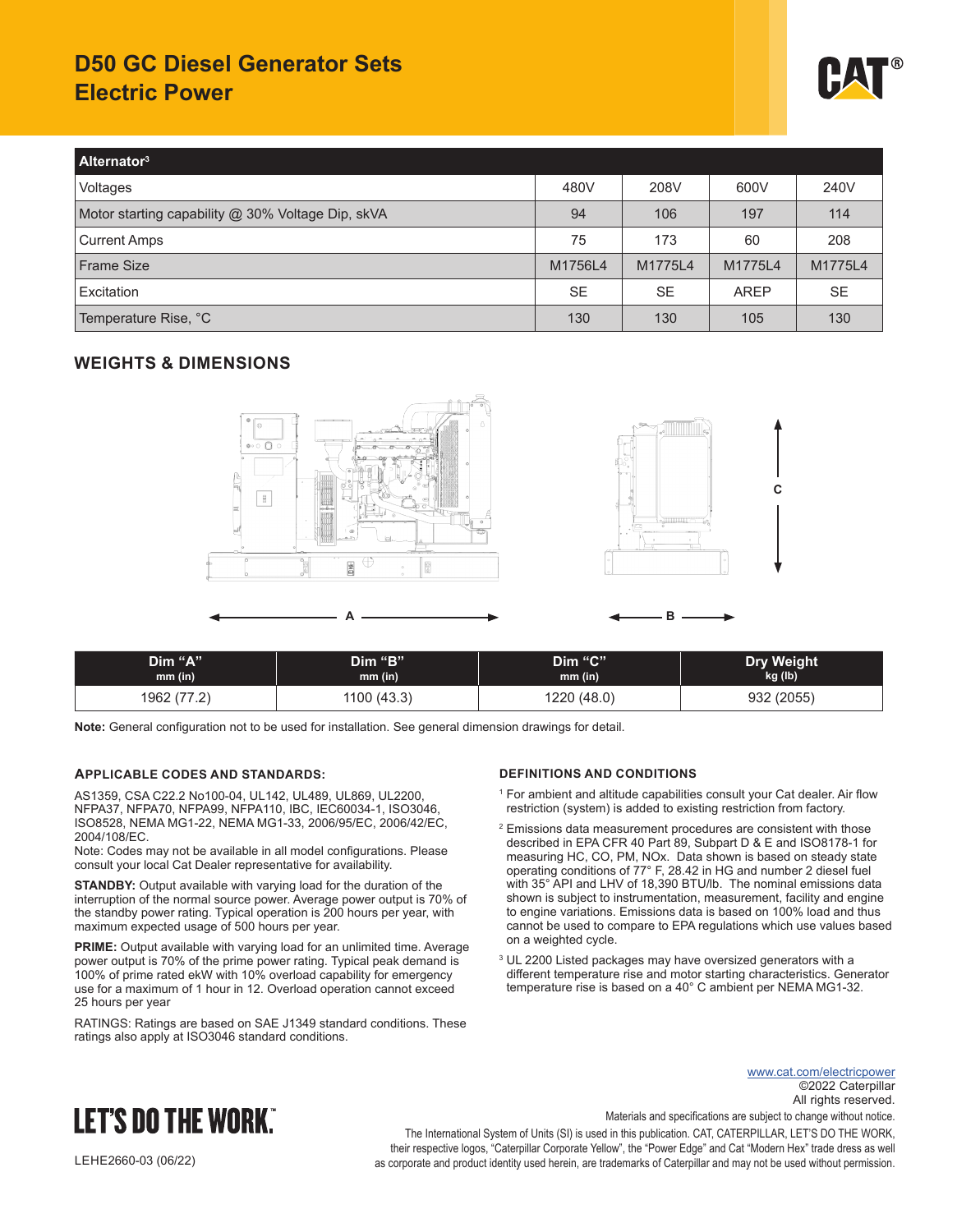# D50 GC Diesel Generator Sets
# Electric Power

| Alternator[3] | | | | |
|---|---|---|---|---|
| Voltages | 480V | 208V | 600V | 240V |
| Motor starting capability @ 30% Voltage Dip, skVA | 94 | 106 | 197 | 114 |
| Current Amps | 75 | 173 | 60 | 208 |
| Frame Size | M1756L4 | M1775L4 | M1775L4 | M1775L4 |
| Excitation | SE | SE | AREP | SE |
| Temperature Rise, °C | 130 | 130 | 105 | 130 |

## WEIGHTS & DIMENSIONS

A

B

C

| Dim "A" mm (in) | Dim "B" mm (in) | Dim "C" mm (in) | Dry Weight kg (lb) |
|---|---|---|---|
| 1962 (77.2) | 1100 (43.3) | 1220 (48.0) | 932 (2055) |

**Note:** General configuration not to be used for installation. See general dimension drawings for detail.

### APPLICABLE CODES AND STANDARDS:

AS1359, CSA C22.2 No100-04, UL142, UL489, UL869, UL2200, NFPA37, NFPA70, NFPA99, NFPA110, IBC, IEC60034-1, ISO3046, ISO8528, NEMA MG1-22, NEMA MG1-33, 2006/95/EC, 2006/42/EC, 2004/108/EC.
Note: Codes may not be available in all model configurations. Please consult your local Cat Dealer representative for availability.

**STANDBY:** Output available with varying load for the duration of the interruption of the normal source power. Average power output is 70% of the standby power rating. Typical operation is 200 hours per year, with maximum expected usage of 500 hours per year.

**PRIME:** Output available with varying load for an unlimited time. Average power output is 70% of the prime power rating. Typical peak demand is 100% of prime rated ekW with 10% overload capability for emergency use for a maximum of 1 hour in 12. Overload operation cannot exceed 25 hours per year

RATINGS: Ratings are based on SAE J1349 standard conditions. These ratings also apply at ISO3046 standard conditions.

### DEFINITIONS AND CONDITIONS

[1] For ambient and altitude capabilities consult your Cat dealer. Air flow restriction (system) is added to existing restriction from factory.

[2] Emissions data measurement procedures are consistent with those described in EPA CFR 40 Part 89, Subpart D & E and ISO8178-1 for measuring HC, CO, PM, NOx. Data shown is based on steady state operating conditions of 77° F, 28.42 in HG and number 2 diesel fuel with 35° API and LHV of 18,390 BTU/lb. The nominal emissions data shown is subject to instrumentation, measurement, facility and engine to engine variations. Emissions data is based on 100% load and thus cannot be used to compare to EPA regulations which use values based on a weighted cycle.

[3] UL 2200 Listed packages may have oversized generators with a different temperature rise and motor starting characteristics. Generator temperature rise is based on a 40° C ambient per NEMA MG1-32.

LET'S DO THE WORK.™

LEHE2660-03 (06/22)

www.cat.com/electricpower
©2022 Caterpillar
All rights reserved.

Materials and specifications are subject to change without notice.

The International System of Units (SI) is used in this publication. CAT, CATERPILLAR, LET'S DO THE WORK, their respective logos, "Caterpillar Corporate Yellow", the "Power Edge" and Cat "Modern Hex" trade dress as well as corporate and product identity used herein, are trademarks of Caterpillar and may not be used without permission.